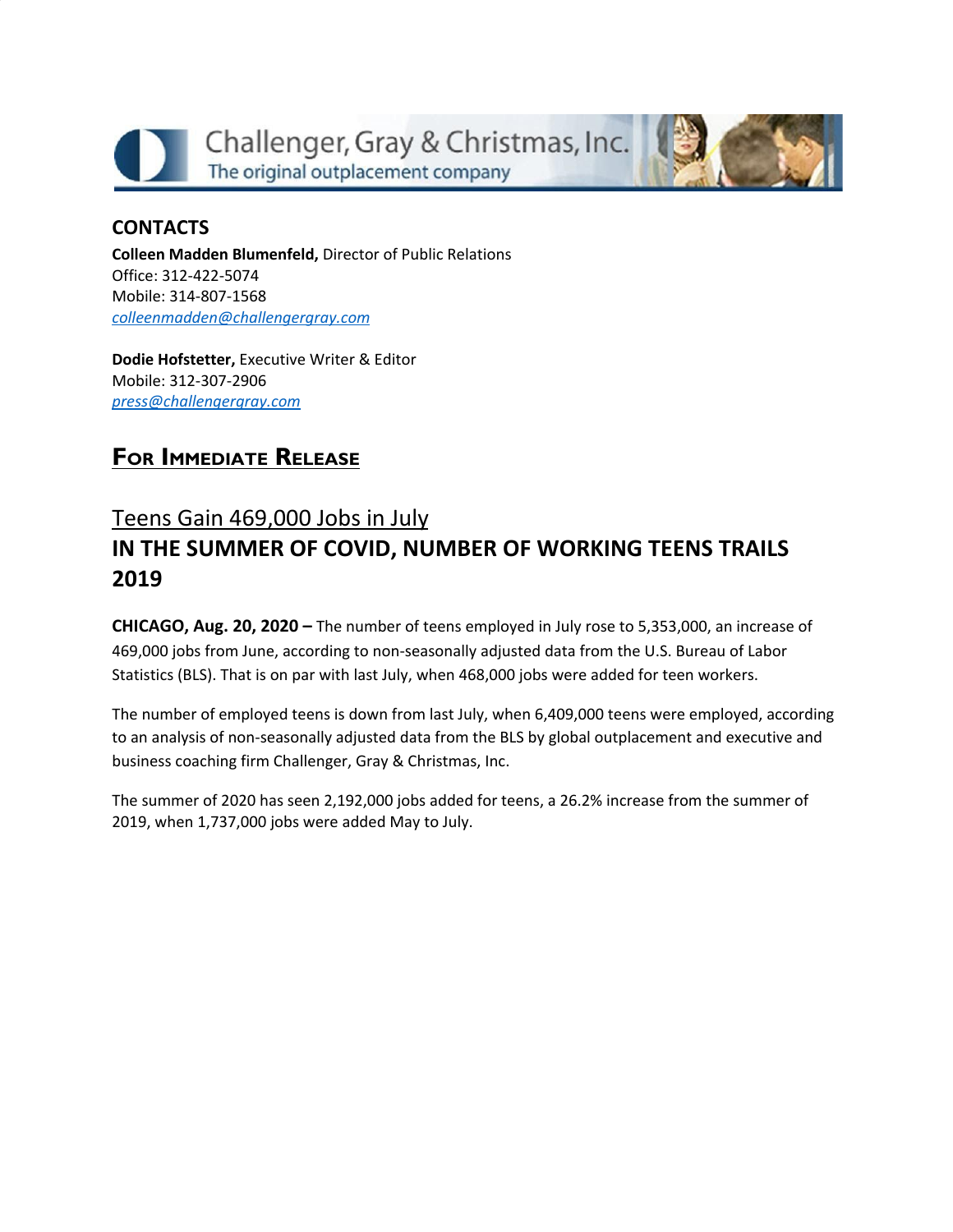Challenger, Gray & Christmas, Inc.
The original outplacement company

## CONTACTS

**Colleen Madden Blumenfeld,** Director of Public Relations
Office: 312-422-5074
Mobile: 314-807-1568
[colleenmadden@challengergray.com](mailto:colleenmadden@challengergray.com)

**Dodie Hofstetter,** Executive Writer & Editor
Mobile: 312-307-2906
[press@challengergray.com](mailto:press@challengergray.com)

## FOR IMMEDIATE RELEASE

## Teens Gain 469,000 Jobs in July

# IN THE SUMMER OF COVID, NUMBER OF WORKING TEENS TRAILS 2019

**CHICAGO, Aug. 20, 2020 –** The number of teens employed in July rose to 5,353,000, an increase of 469,000 jobs from June, according to non-seasonally adjusted data from the U.S. Bureau of Labor Statistics (BLS). That is on par with last July, when 468,000 jobs were added for teen workers.

The number of employed teens is down from last July, when 6,409,000 teens were employed, according to an analysis of non-seasonally adjusted data from the BLS by global outplacement and executive and business coaching firm Challenger, Gray & Christmas, Inc.

The summer of 2020 has seen 2,192,000 jobs added for teens, a 26.2% increase from the summer of 2019, when 1,737,000 jobs were added May to July.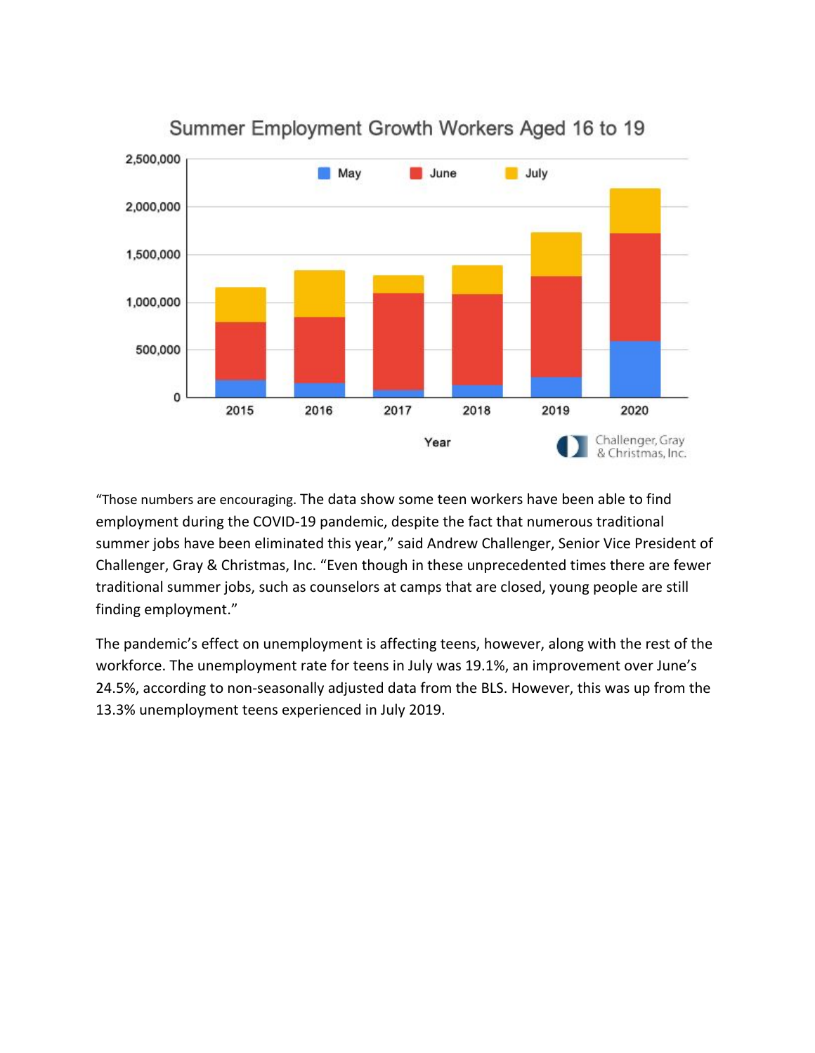“Those numbers are encouraging. The data show some teen workers have been able to find employment during the COVID-19 pandemic, despite the fact that numerous traditional summer jobs have been eliminated this year,” said Andrew Challenger, Senior Vice President of Challenger, Gray & Christmas, Inc. “Even though in these unprecedented times there are fewer traditional summer jobs, such as counselors at camps that are closed, young people are still finding employment.”

The pandemic’s effect on unemployment is affecting teens, however, along with the rest of the workforce. The unemployment rate for teens in July was 19.1%, an improvement over June’s 24.5%, according to non-seasonally adjusted data from the BLS. However, this was up from the 13.3% unemployment teens experienced in July 2019.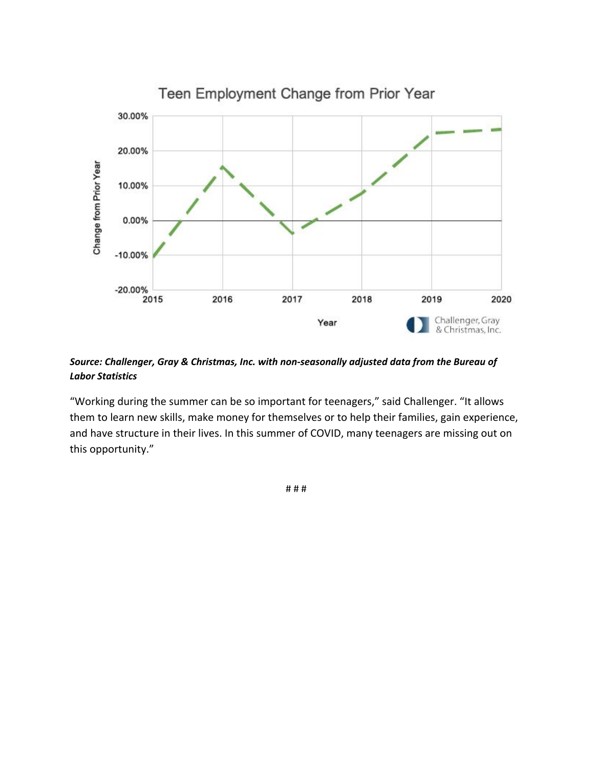Teen Employment Change from Prior Year

***Source: Challenger, Gray & Christmas, Inc. with non-seasonally adjusted data from the Bureau of Labor Statistics***

"Working during the summer can be so important for teenagers," said Challenger. "It allows them to learn new skills, make money for themselves or to help their families, gain experience, and have structure in their lives. In this summer of COVID, many teenagers are missing out on this opportunity."

# # #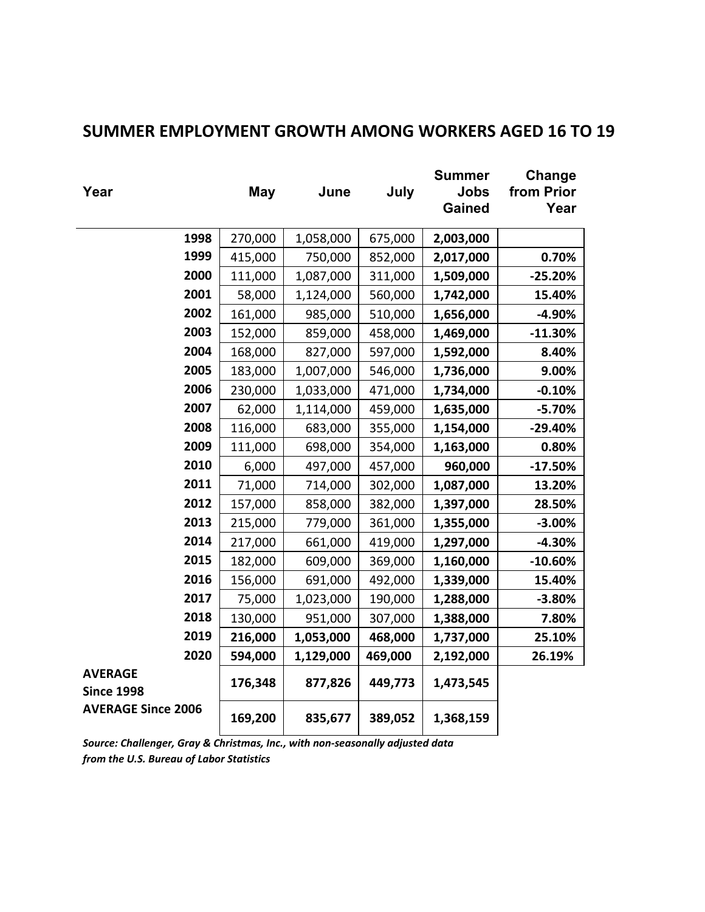## SUMMER EMPLOYMENT GROWTH AMONG WORKERS AGED 16 TO 19

| Year | May | June | July | Summer Jobs Gained | Change from Prior Year |
|---|---|---|---|---|---|
| 1998 | 270,000 | 1,058,000 | 675,000 | **2,003,000** | |
| 1999 | 415,000 | 750,000 | 852,000 | **2,017,000** | **0.70%** |
| 2000 | 111,000 | 1,087,000 | 311,000 | **1,509,000** | **-25.20%** |
| 2001 | 58,000 | 1,124,000 | 560,000 | **1,742,000** | **15.40%** |
| 2002 | 161,000 | 985,000 | 510,000 | **1,656,000** | **-4.90%** |
| 2003 | 152,000 | 859,000 | 458,000 | **1,469,000** | **-11.30%** |
| 2004 | 168,000 | 827,000 | 597,000 | **1,592,000** | **8.40%** |
| 2005 | 183,000 | 1,007,000 | 546,000 | **1,736,000** | **9.00%** |
| 2006 | 230,000 | 1,033,000 | 471,000 | **1,734,000** | **-0.10%** |
| 2007 | 62,000 | 1,114,000 | 459,000 | **1,635,000** | **-5.70%** |
| 2008 | 116,000 | 683,000 | 355,000 | **1,154,000** | **-29.40%** |
| 2009 | 111,000 | 698,000 | 354,000 | **1,163,000** | **0.80%** |
| 2010 | 6,000 | 497,000 | 457,000 | **960,000** | **-17.50%** |
| 2011 | 71,000 | 714,000 | 302,000 | **1,087,000** | **13.20%** |
| 2012 | 157,000 | 858,000 | 382,000 | **1,397,000** | **28.50%** |
| 2013 | 215,000 | 779,000 | 361,000 | **1,355,000** | **-3.00%** |
| 2014 | 217,000 | 661,000 | 419,000 | **1,297,000** | **-4.30%** |
| 2015 | 182,000 | 609,000 | 369,000 | **1,160,000** | **-10.60%** |
| 2016 | 156,000 | 691,000 | 492,000 | **1,339,000** | **15.40%** |
| 2017 | 75,000 | 1,023,000 | 190,000 | **1,288,000** | **-3.80%** |
| 2018 | 130,000 | 951,000 | 307,000 | **1,388,000** | **7.80%** |
| 2019 | **216,000** | **1,053,000** | **468,000** | **1,737,000** | **25.10%** |
| 2020 | **594,000** | **1,129,000** | **469,000** | **2,192,000** | **26.19%** |
| **AVERAGE Since 1998** | **176,348** | **877,826** | **449,773** | **1,473,545** | |
| **AVERAGE Since 2006** | **169,200** | **835,677** | **389,052** | **1,368,159** | |

***Source: Challenger, Gray & Christmas, Inc., with non-seasonally adjusted data from the U.S. Bureau of Labor Statistics***